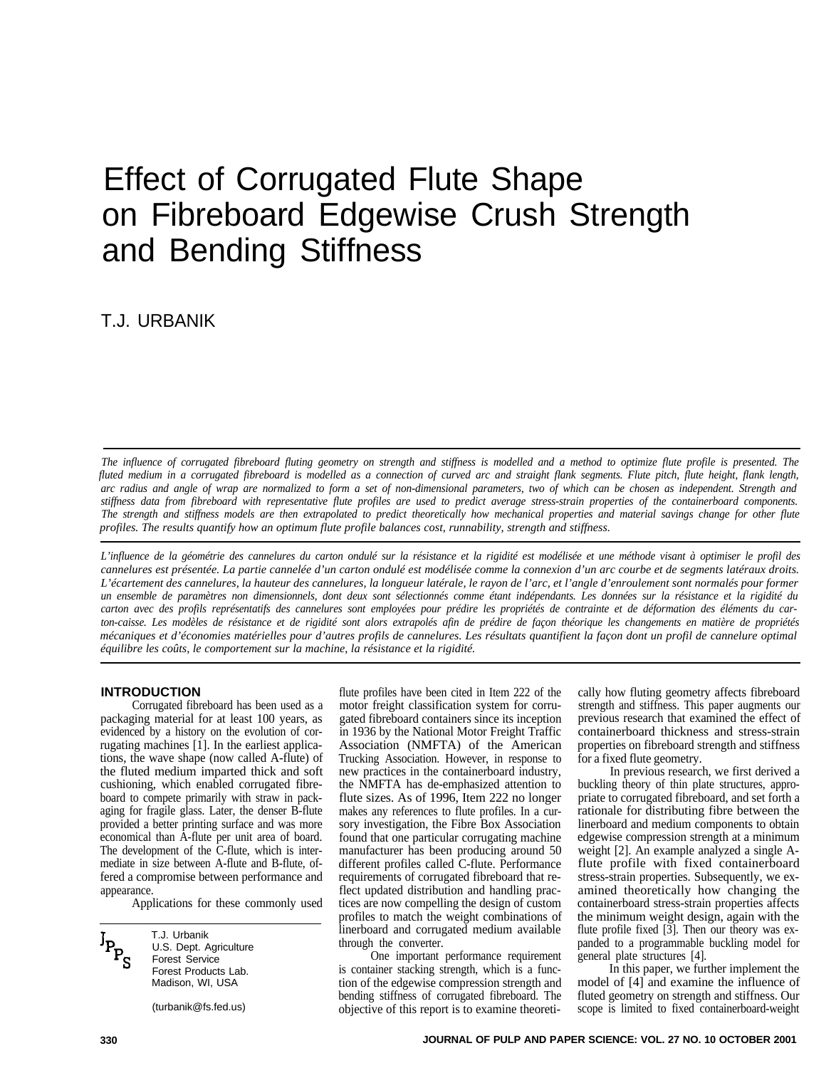# Effect of Corrugated Flute Shape on Fibreboard Edgewise Crush Strength and Bending Stiffness

T.J. URBANIK

*The influence of corrugated fibreboard fluting geometry on strength and stiffness is modelled and a method to optimize flute profile is presented. The fluted medium in a corrugated fibreboard is modelled as a connection of curved arc and straight flank segments. Flute pitch, flute height, flank length, arc radius and angle of wrap are normalized to form a set of non-dimensional parameters, two of which can be chosen as independent. Strength and stiffness data from fibreboard with representative flute profiles are used to predict average stress-strain properties of the containerboard components. The strength and stiffness models are then extrapolated to predict theoretically how mechanical properties and material savings change for other flute profiles. The results quantify how an optimum flute profile balances cost, runnability, strength and stiffness.*

*L'influence de la géométrie des cannelures du carton ondulé sur la résistance et la rigidité est modélisée et une méthode visant à optimiser le profil des cannelures est présentée. La partie cannelée d'un carton ondulé est modélisée comme la connexion d'un arc courbe et de segments latéraux droits. L'écartement des cannelures, la hauteur des cannelures, la longueur latérale, le rayon de l'arc, et l'angle d'enroulement sont normalés pour former un ensemble de paramètres non dimensionnels, dont deux sont sélectionnés comme étant indépendants. Les données sur la résistance et la rigidité du carton avec des profils représentatifs des cannelures sont employées pour prédire les propriétés de contrainte et de déformation des éléments du carton-caisse. Les modèles de résistance et de rigidité sont alors extrapolés afin de prédire de façon théorique les changements en matière de propriétés mécaniques et d'économies matérielles pour d'autres profils de cannelures. Les résultats quantifient la façon dont un profil de cannelure optimal équilibre les coûts, le comportement sur la machine, la résistance et la rigidité.*

## INTRODUCTION

Corrugated fibreboard has been used as a packaging material for at least 100 years, as evidenced by a history on the evolution of corrugating machines [1]. In the earliest applications, the wave shape (now called A-flute) of the fluted medium imparted thick and soft cushioning, which enabled corrugated fibreboard to compete primarily with straw in packaging for fragile glass. Later, the denser B-flute provided a better printing surface and was more economical than A-flute per unit area of board. The development of the C-flute, which is intermediate in size between A-flute and B-flute, offered a compromise between performance and appearance.

Applications for these commonly used flute profiles have been cited in Item 222 of the motor freight classification system for corrugated fibreboard containers since its inception in 1936 by the National Motor Freight Traffic Association (NMFTA) of the American Trucking Association. However, in response to new practices in the containerboard industry, the NMFTA has de-emphasized attention to flute sizes. As of 1996, Item 222 no longer makes any references to flute profiles. In a cursory investigation, the Fibre Box Association found that one particular corrugating machine manufacturer has been producing around 50 different profiles called C-flute. Performance requirements of corrugated fibreboard that reflect updated distribution and handling practices are now compelling the design of custom profiles to match the weight combinations of linerboard and corrugated medium available through the converter.

One important performance requirement is container stacking strength, which is a function of the edgewise compression strength and bending stiffness of corrugated fibreboard. The objective of this report is to examine theoretically how fluting geometry affects fibreboard strength and stiffness. This paper augments our previous research that examined the effect of containerboard thickness and stress-strain properties on fibreboard strength and stiffness for a fixed flute geometry.

In previous research, we first derived a buckling theory of thin plate structures, appropriate to corrugated fibreboard, and set forth a rationale for distributing fibre between the linerboard and medium components to obtain edgewise compression strength at a minimum weight [2]. An example analyzed a single A-flute profile with fixed containerboard stress-strain properties. Subsequently, we examined theoretically how changing the containerboard stress-strain properties affects the minimum weight design, again with the flute profile fixed [3]. Then our theory was expanded to a programmable buckling model for general plate structures [4].

In this paper, we further implement the model of [4] and examine the influence of fluted geometry on strength and stiffness. Our scope is limited to fixed containerboard-weight

T.J. Urbanik
U.S. Dept. Agriculture
Forest Service
Forest Products Lab.
Madison, WI, USA

(turbanik@fs.fed.us)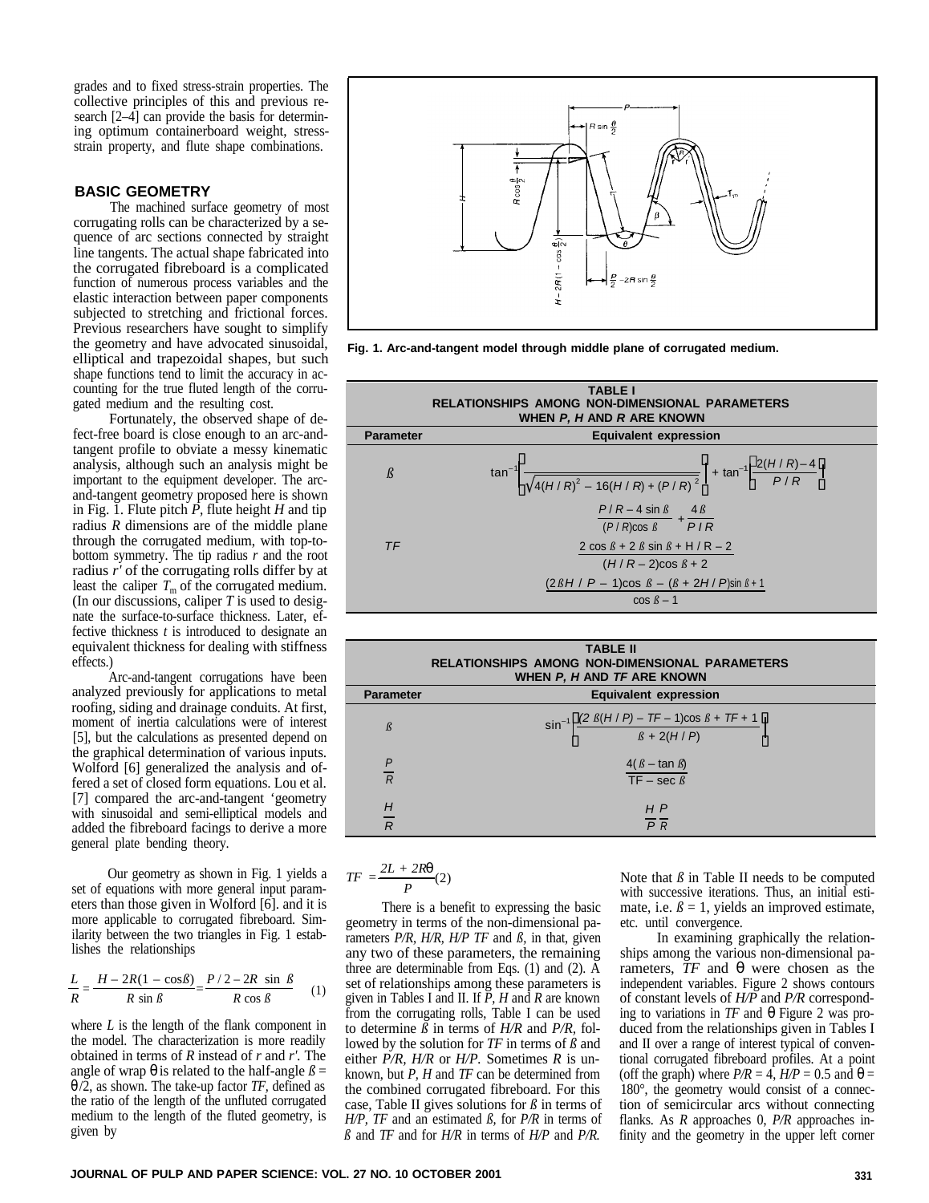grades and to fixed stress-strain properties. The collective principles of this and previous research [2–4] can provide the basis for determining optimum containerboard weight, stress-strain property, and flute shape combinations.

## BASIC GEOMETRY

The machined surface geometry of most corrugating rolls can be characterized by a sequence of arc sections connected by straight line tangents. The actual shape fabricated into the corrugated fibreboard is a complicated function of numerous process variables and the elastic interaction between paper components subjected to stretching and frictional forces. Previous researchers have sought to simplify the geometry and have advocated sinusoidal, elliptical and trapezoidal shapes, but such shape functions tend to limit the accuracy in accounting for the true fluted length of the corrugated medium and the resulting cost.

Fortunately, the observed shape of defect-free board is close enough to an arc-and-tangent profile to obviate a messy kinematic analysis, although such an analysis might be important to the equipment developer. The arc-and-tangent geometry proposed here is shown in Fig. 1. Flute pitch $P$, flute height $H$ and tip radius $R$ dimensions are of the middle plane through the corrugated medium, with top-to-bottom symmetry. The tip radius $r$ and the root radius $r'$ of the corrugating rolls differ by at least the caliper $T_m$ of the corrugated medium. (In our discussions, caliper $T$ is used to designate the surface-to-surface thickness. Later, effective thickness $t$ is introduced to designate an equivalent thickness for dealing with stiffness effects.)

Arc-and-tangent corrugations have been analyzed previously for applications to metal roofing, siding and drainage conduits. At first, moment of inertia calculations were of interest [5], but the calculations as presented depend on the graphical determination of various inputs. Wolford [6] generalized the analysis and offered a set of closed form equations. Lou et al. [7] compared the arc-and-tangent 'geometry with sinusoidal and semi-elliptical models and added the fibreboard facings to derive a more general plate bending theory.

**Fig. 1. Arc-and-tangent model through middle plane of corrugated medium.**

Our geometry as shown in Fig. 1 yields a set of equations with more general input parameters than those given in Wolford [6]. and it is more applicable to corrugated fibreboard. Similarity between the two triangles in Fig. 1 establishes the relationships

$$\frac{L}{R} = \frac{H - 2R(1 - \cos ß)}{R \sin ß} = \frac{P/2 - 2R \sin ß}{R \cos ß} \quad (1)$$

where $L$ is the length of the flank component in the model. The characterization is more readily obtained in terms of $R$ instead of $r$ and $r'$. The angle of wrap θ is related to the half-angle $ß = θ/2$, as shown. The take-up factor $TF$, defined as the ratio of the length of the unfluted corrugated medium to the length of the fluted geometry, is given by

$$TF = \frac{2L + 2Rθ}{P} \quad (2)$$

There is a benefit to expressing the basic geometry in terms of the non-dimensional parameters $P/R$, $H/R$, $H/P$ $TF$ and $ß$, in that, given any two of these parameters, the remaining three are determinable from Eqs. (1) and (2). A set of relationships among these parameters is given in Tables I and II. If $P$, $H$ and $R$ are known from the corrugating rolls, Table I can be used to determine $ß$ in terms of $H/R$ and $P/R$, followed by the solution for $TF$ in terms of $ß$ and either $P/R$, $H/R$ or $H/P$. Sometimes $R$ is unknown, but $P$, $H$ and $TF$ can be determined from the combined corrugated fibreboard. For this case, Table II gives solutions for $ß$ in terms of $H/P$, $TF$ and an estimated $ß$, for $P/R$ in terms of $ß$ and $TF$ and for $H/R$ in terms of $H/P$ and $P/R$.

**TABLE I**
**RELATIONSHIPS AMONG NON-DIMENSIONAL PARAMETERS WHEN *P, H* AND *R* ARE KNOWN**

| Parameter | Equivalent expression |
|---|---|
| $ß$ | $\tan^{-1}\left[\frac{1}{\sqrt{4(H/R)^2 - 16(H/R) + (P/R)^2}}\right] + \tan^{-1}\left[\frac{2(H/R) - 4}{P/R}\right]$ |
| $TF$ | $\frac{P/R - 4\sin ß}{(P/R)\cos ß} + \frac{4ß}{P/R}$ |
| | $\frac{2\cos ß + 2ß\sin ß + H/R - 2}{(H/R - 2)\cos ß + 2}$ |
| | $\frac{(2ßH/P - 1)\cos ß - (ß + 2H/P)\sin ß + 1}{\cos ß - 1}$ |

**TABLE II**
**RELATIONSHIPS AMONG NON-DIMENSIONAL PARAMETERS WHEN *P, H* AND *TF* ARE KNOWN**

| Parameter | Equivalent expression |
|---|---|
| $ß$ | $\sin^{-1}\left[\frac{(2ß(H/P) - TF - 1)\cos ß + TF + 1}{ß + 2(H/P)}\right]$ |
| $\frac{P}{R}$ | $\frac{4(ß - \tan ß)}{TF - \sec ß}$ |
| $\frac{H}{R}$ | $\frac{H}{P}\frac{P}{R}$ |

Note that $ß$ in Table II needs to be computed with successive iterations. Thus, an initial estimate, i.e. $ß = 1$, yields an improved estimate, etc. until convergence.

In examining graphically the relationships among the various non-dimensional parameters, $TF$ and θ were chosen as the independent variables. Figure 2 shows contours of constant levels of $H/P$ and $P/R$ corresponding to variations in $TF$ and θ Figure 2 was produced from the relationships given in Tables I and II over a range of interest typical of conventional corrugated fibreboard profiles. At a point (off the graph) where $P/R = 4$, $H/P = 0.5$ and θ = 180°, the geometry would consist of a connection of semicircular arcs without connecting flanks. As $R$ approaches 0, $P/R$ approaches infinity and the geometry in the upper left corner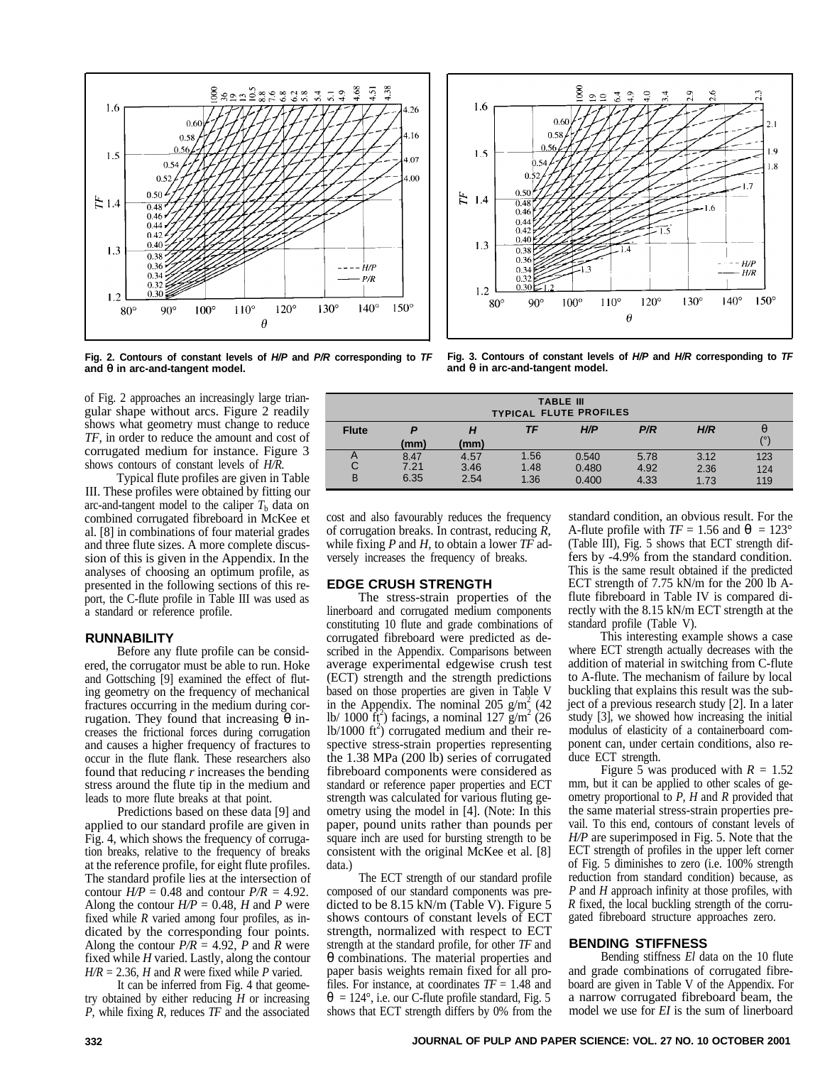Fig. 2. Contours of constant levels of *H/P* and *P/R* corresponding to *TF* and θ in arc-and-tangent model.

Fig. 3. Contours of constant levels of *H/P* and *H/R* corresponding to *TF* and θ in arc-and-tangent model.

of Fig. 2 approaches an increasingly large triangular shape without arcs. Figure 2 readily shows what geometry must change to reduce *TF*, in order to reduce the amount and cost of corrugated medium for instance. Figure 3 shows contours of constant levels of *H/R*.

Typical flute profiles are given in Table III. These profiles were obtained by fitting our arc-and-tangent model to the caliper $T_b$ data on combined corrugated fibreboard in McKee et al. [8] in combinations of four material grades and three flute sizes. A more complete discussion of this is given in the Appendix. In the analyses of choosing an optimum profile, as presented in the following sections of this report, the C-flute profile in Table III was used as a standard or reference profile.

## RUNNABILITY

Before any flute profile can be considered, the corrugator must be able to run. Hoke and Gottsching [9] examined the effect of fluting geometry on the frequency of mechanical fractures occurring in the medium during corrugation. They found that increasing θ increases the frictional forces during corrugation and causes a higher frequency of fractures to occur in the flute flank. These researchers also found that reducing *r* increases the bending stress around the flute tip in the medium and leads to more flute breaks at that point.

Predictions based on these data [9] and applied to our standard profile are given in Fig. 4, which shows the frequency of corrugation breaks, relative to the frequency of breaks at the reference profile, for eight flute profiles. The standard profile lies at the intersection of contour $H/P$ = 0.48 and contour $P/R$ = 4.92. Along the contour $H/P$ = 0.48, *H* and *P* were fixed while *R* varied among four profiles, as indicated by the corresponding four points. Along the contour $P/R$ = 4.92, *P* and *R* were fixed while *H* varied. Lastly, along the contour $H/R$ = 2.36, *H* and *R* were fixed while *P* varied.

It can be inferred from Fig. 4 that geometry obtained by either reducing *H* or increasing *P*, while fixing *R*, reduces *TF* and the associated cost and also favourably reduces the frequency of corrugation breaks. In contrast, reducing *R*, while fixing *P* and *H*, to obtain a lower *TF* adversely increases the frequency of breaks.

**TABLE III**
**TYPICAL FLUTE PROFILES**

| Flute | *P* (mm) | *H* (mm) | *TF* | *H/P* | *P/R* | *H/R* | θ (°) |
|---|---|---|---|---|---|---|---|
| A | 8.47 | 4.57 | 1.56 | 0.540 | 5.78 | 3.12 | 123 |
| C | 7.21 | 3.46 | 1.48 | 0.480 | 4.92 | 2.36 | 124 |
| B | 6.35 | 2.54 | 1.36 | 0.400 | 4.33 | 1.73 | 119 |

## EDGE CRUSH STRENGTH

The stress-strain properties of the linerboard and corrugated medium components constituting 10 flute and grade combinations of corrugated fibreboard were predicted as described in the Appendix. Comparisons between average experimental edgewise crush test (ECT) strength and the strength predictions based on those properties are given in Table V in the Appendix. The nominal 205 g/m$^2$ (42 lb/ 1000 ft$^2$) facings, a nominal 127 g/m$^2$ (26 lb/1000 ft$^2$) corrugated medium and their respective stress-strain properties representing the 1.38 MPa (200 lb) series of corrugated fibreboard components were considered as standard or reference paper properties and ECT strength was calculated for various fluting geometry using the model in [4]. (Note: In this paper, pound units rather than pounds per square inch are used for bursting strength to be consistent with the original McKee et al. [8] data.)

The ECT strength of our standard profile composed of our standard components was predicted to be 8.15 kN/m (Table V). Figure 5 shows contours of constant levels of ECT strength, normalized with respect to ECT strength at the standard profile, for other *TF* and θ combinations. The material properties and paper basis weights remain fixed for all profiles. For instance, at coordinates $TF$ = 1.48 and θ = 124°, i.e. our C-flute profile standard, Fig. 5 shows that ECT strength differs by 0% from the standard condition, an obvious result. For the A-flute profile with $TF$ = 1.56 and θ = 123° (Table III), Fig. 5 shows that ECT strength differs by -4.9% from the standard condition. This is the same result obtained if the predicted ECT strength of 7.75 kN/m for the 200 lb A-flute fibreboard in Table IV is compared directly with the 8.15 kN/m ECT strength at the standard profile (Table V).

This interesting example shows a case where ECT strength actually decreases with the addition of material in switching from C-flute to A-flute. The mechanism of failure by local buckling that explains this result was the subject of a previous research study [2]. In a later study [3], we showed how increasing the initial modulus of elasticity of a containerboard component can, under certain conditions, also reduce ECT strength.

Figure 5 was produced with $R$ = 1.52 mm, but it can be applied to other scales of geometry proportional to *P*, *H* and *R* provided that the same material stress-strain properties prevail. To this end, contours of constant levels of *H/P* are superimposed in Fig. 5. Note that the ECT strength of profiles in the upper left corner of Fig. 5 diminishes to zero (i.e. 100% strength reduction from standard condition) because, as *P* and *H* approach infinity at those profiles, with *R* fixed, the local buckling strength of the corrugated fibreboard structure approaches zero.

## BENDING STIFFNESS

Bending stiffness *EI* data on the 10 flute and grade combinations of corrugated fibreboard are given in Table V of the Appendix. For a narrow corrugated fibreboard beam, the model we use for *EI* is the sum of linerboard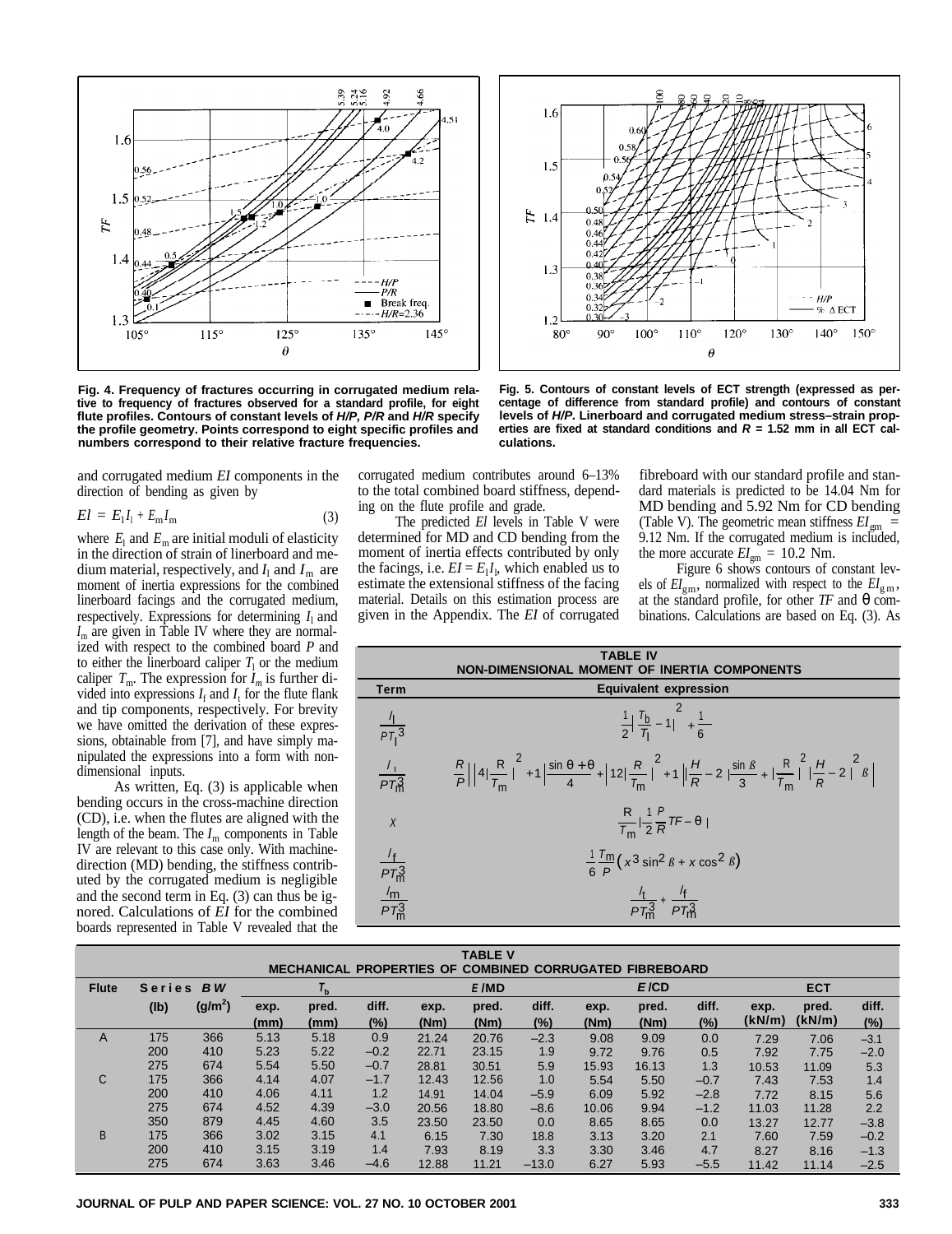Fig. 4. Frequency of fractures occurring in corrugated medium relative to frequency of fractures observed for a standard profile, for eight flute profiles. Contours of constant levels of *H/P, P/R* and *H/R* specify the profile geometry. Points correspond to eight specific profiles and numbers correspond to their relative fracture frequencies.

Fig. 5. Contours of constant levels of ECT strength (expressed as percentage of difference from standard profile) and contours of constant levels of *H/P*. Linerboard and corrugated medium stress–strain properties are fixed at standard conditions and $R$ = 1.52 mm in all ECT calculations.

and corrugated medium *EI* components in the direction of bending as given by

$$EI = E_l I_l + E_m I_m \quad (3)$$

where $E_l$ and $E_m$ are initial moduli of elasticity in the direction of strain of linerboard and medium material, respectively, and $I_l$ and $I_m$ are moment of inertia expressions for the combined linerboard facings and the corrugated medium, respectively. Expressions for determining $I_l$ and $I_m$ are given in Table IV where they are normalized with respect to the combined board $P$ and to either the linerboard caliper $T_l$ or the medium caliper $T_m$. The expression for $I_m$ is further divided into expressions $I_f$ and $I_t$ for the flute flank and tip components, respectively. For brevity we have omitted the derivation of these expressions, obtainable from [7], and have simply manipulated the expressions into a form with non-dimensional inputs.

As written, Eq. (3) is applicable when bending occurs in the cross-machine direction (CD), i.e. when the flutes are aligned with the length of the beam. The $I_m$ components in Table IV are relevant to this case only. With machine-direction (MD) bending, the stiffness contributed by the corrugated medium is negligible and the second term in Eq. (3) can thus be ignored. Calculations of *EI* for the combined boards represented in Table V revealed that the corrugated medium contributes around 6–13% to the total combined board stiffness, depending on the flute profile and grade.

The predicted *El* levels in Table V were determined for MD and CD bending from the moment of inertia effects contributed by only the facings, i.e. $EI = E_l I_l$, which enabled us to estimate the extensional stiffness of the facing material. Details on this estimation process are given in the Appendix. The *EI* of corrugated fibreboard with our standard profile and standard materials is predicted to be 14.04 Nm for MD bending and 5.92 Nm for CD bending (Table V). The geometric mean stiffness $EI_{gm}$ = 9.12 Nm. If the corrugated medium is included, the more accurate $EI_{gm}$ = 10.2 Nm.

Figure 6 shows contours of constant levels of $EI_{gm}$, normalized with respect to the $EI_{gm}$, at the standard profile, for other *TF* and $\theta$ combinations. Calculations are based on Eq. (3). As

**TABLE IV**
**NON-DIMENSIONAL MOMENT OF INERTIA COMPONENTS**

| Term | Equivalent expression |
|---|---|
| $\frac{I_l}{PT_l^3}$ | $\frac{1}{2}\left(\frac{T_b}{T_l}-1\right)^2+\frac{1}{6}$ |
| $\frac{I_t}{PT_m^3}$ | $\frac{R}{P}\left[\left(4\left(\frac{R}{T_m}\right)^2+1\right)\frac{\sin\theta+\theta}{4}+\left(12\left(\frac{R}{T_m}\right)^2+1\right)\left(\frac{H}{R}-2\right)\frac{\sin\beta}{3}+\left(\frac{R}{T_m}\right)^2\left(\frac{H}{R}-2\right)^2\beta\right]$ |
| $X$ | $\frac{R}{T_m}\left(\frac{1}{2}\frac{P}{R}TF-\theta\right)$ |
| $\frac{I_f}{PT_m^3}$ | $\frac{1}{6}\frac{T_m}{P}\left(x^3\sin^2\beta+x\cos^2\beta\right)$ |
| $\frac{I_m}{PT_m^3}$ | $\frac{I_t}{PT_m^3}+\frac{I_f}{PT_m^3}$ |

**TABLE V**
**MECHANICAL PROPERTIES OF COMBINED CORRUGATED FIBREBOARD**

| Flute | Series | BW | $T_b$ | | | E/MD | | | E/CD | | | ECT | | |
|---|---|---|---|---|---|---|---|---|---|---|---|---|---|---|
| | (lb) | (g/m²) | exp. (mm) | pred. (mm) | diff. (%) | exp. (Nm) | pred. (Nm) | diff. (%) | exp. (Nm) | pred. (Nm) | diff. (%) | exp. (kN/m) | pred. (kN/m) | diff. (%) |
| A | 175 | 366 | 5.13 | 5.18 | 0.9 | 21.24 | 20.76 | −2.3 | 9.08 | 9.09 | 0.0 | 7.29 | 7.06 | −3.1 |
| | 200 | 410 | 5.23 | 5.22 | −0.2 | 22.71 | 23.15 | 1.9 | 9.72 | 9.76 | 0.5 | 7.92 | 7.75 | −2.0 |
| | 275 | 674 | 5.54 | 5.50 | −0.7 | 28.81 | 30.51 | 5.9 | 15.93 | 16.13 | 1.3 | 10.53 | 11.09 | 5.3 |
| C | 175 | 366 | 4.14 | 4.07 | −1.7 | 12.43 | 12.56 | 1.0 | 5.54 | 5.50 | −0.7 | 7.43 | 7.53 | 1.4 |
| | 200 | 410 | 4.06 | 4.11 | 1.2 | 14.91 | 14.04 | −5.9 | 6.09 | 5.92 | −2.8 | 7.72 | 8.15 | 5.6 |
| | 275 | 674 | 4.52 | 4.39 | −3.0 | 20.56 | 18.80 | −8.6 | 10.06 | 9.94 | −1.2 | 11.03 | 11.28 | 2.2 |
| | 350 | 879 | 4.45 | 4.60 | 3.5 | 23.50 | 23.50 | 0.0 | 8.65 | 8.65 | 0.0 | 13.27 | 12.77 | −3.8 |
| B | 175 | 366 | 3.02 | 3.15 | 4.1 | 6.15 | 7.30 | 18.8 | 3.13 | 3.20 | 2.1 | 7.60 | 7.59 | −0.2 |
| | 200 | 410 | 3.15 | 3.19 | 1.4 | 7.93 | 8.19 | 3.3 | 3.30 | 3.46 | 4.7 | 8.27 | 8.16 | −1.3 |
| | 275 | 674 | 3.63 | 3.46 | −4.6 | 12.88 | 11.21 | −13.0 | 6.27 | 5.93 | −5.5 | 11.42 | 11.14 | −2.5 |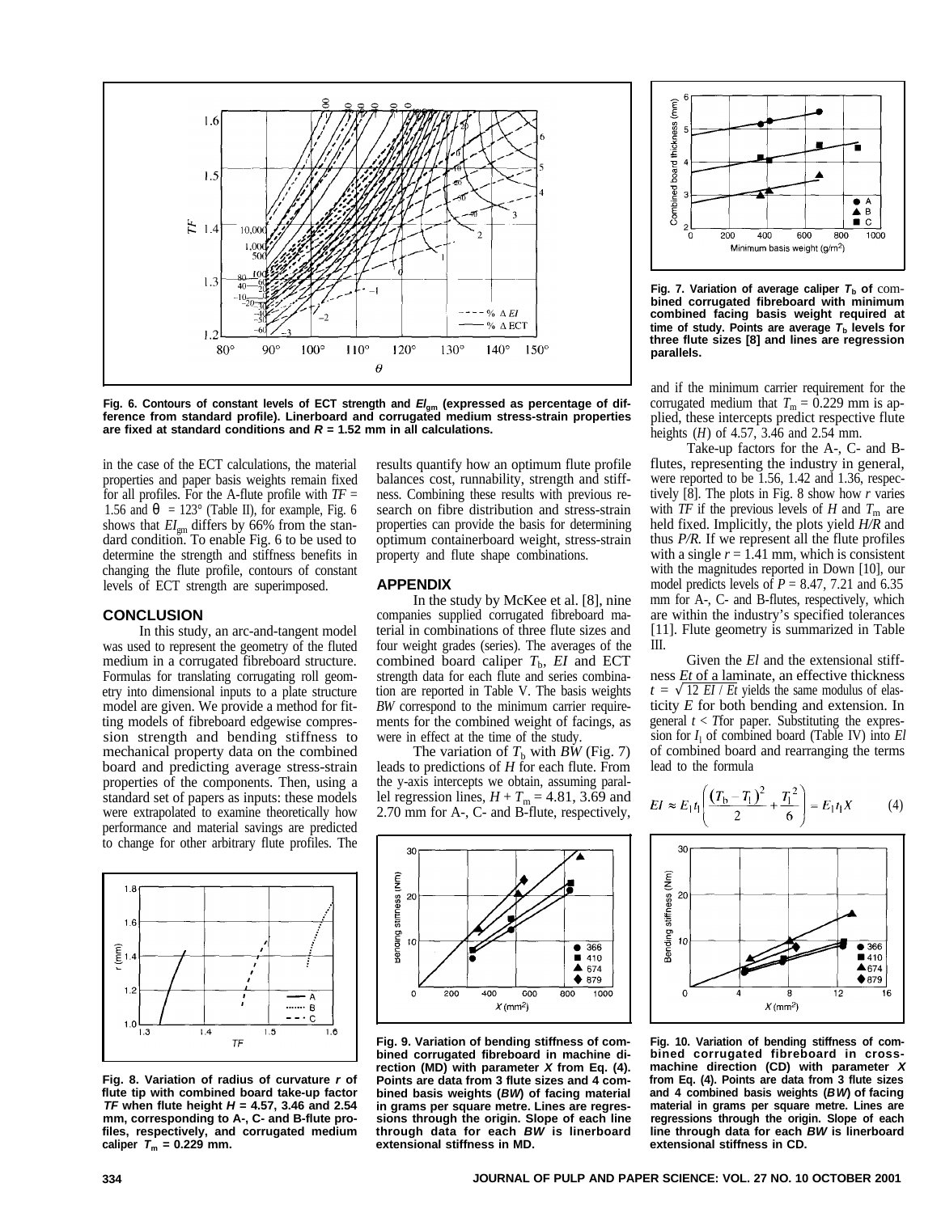Fig. 6. Contours of constant levels of ECT strength and $EI_{gm}$ (expressed as percentage of difference from standard profile). Linerboard and corrugated medium stress-strain properties are fixed at standard conditions and $R$ = 1.52 mm in all calculations.

Fig. 7. Variation of average caliper $T_b$ of combined corrugated fibreboard with minimum combined facing basis weight required at time of study. Points are average $T_b$ levels for three flute sizes [8] and lines are regression parallels.

in the case of the ECT calculations, the material properties and paper basis weights remain fixed for all profiles. For the A-flute profile with $TF$ = 1.56 and $\theta$ = 123° (Table II), for example, Fig. 6 shows that $EI_{gm}$ differs by 66% from the standard condition. To enable Fig. 6 to be used to determine the strength and stiffness benefits in changing the flute profile, contours of constant levels of ECT strength are superimposed.

## CONCLUSION

In this study, an arc-and-tangent model was used to represent the geometry of the fluted medium in a corrugated fibreboard structure. Formulas for translating corrugating roll geometry into dimensional inputs to a plate structure model are given. We provide a method for fitting models of fibreboard edgewise compression strength and bending stiffness to mechanical property data on the combined board and predicting average stress-strain properties of the components. Then, using a standard set of papers as inputs: these models were extrapolated to examine theoretically how performance and material savings are predicted to change for other arbitrary flute profiles. The results quantify how an optimum flute profile balances cost, runnability, strength and stiffness. Combining these results with previous research on fibre distribution and stress-strain properties can provide the basis for determining optimum containerboard weight, stress-strain property and flute shape combinations.

## APPENDIX

In the study by McKee et al. [8], nine companies supplied corrugated fibreboard material in combinations of three flute sizes and four weight grades (series). The averages of the combined board caliper $T_b$, $EI$ and ECT strength data for each flute and series combination are reported in Table V. The basis weights $BW$ correspond to the minimum carrier requirements for the combined weight of facings, as were in effect at the time of the study.

The variation of $T_b$ with $BW$ (Fig. 7) leads to predictions of $H$ for each flute. From the y-axis intercepts we obtain, assuming parallel regression lines, $H + T_m$ = 4.81, 3.69 and 2.70 mm for A-, C- and B-flute, respectively, and if the minimum carrier requirement for the corrugated medium that $T_m$ = 0.229 mm is applied, these intercepts predict respective flute heights ($H$) of 4.57, 3.46 and 2.54 mm.

Take-up factors for the A-, C- and B-flutes, representing the industry in general, were reported to be 1.56, 1.42 and 1.36, respectively [8]. The plots in Fig. 8 show how $r$ varies with $TF$ if the previous levels of $H$ and $T_m$ are held fixed. Implicitly, the plots yield $H/R$ and thus $P/R$. If we represent all the flute profiles with a single $r$ = 1.41 mm, which is consistent with the magnitudes reported in Down [10], our model predicts levels of $P$ = 8.47, 7.21 and 6.35 mm for A-, C- and B-flutes, respectively, which are within the industry's specified tolerances [11]. Flute geometry is summarized in Table III.

Given the $El$ and the extensional stiffness $Et$ of a laminate, an effective thickness $t = \sqrt{12\ EI / Et}$ yields the same modulus of elasticity $E$ for both bending and extension. In general $t < T$for paper. Substituting the expression for $I_l$ of combined board (Table IV) into $El$ of combined board and rearranging the terms lead to the formula

$$EI \approx E_1 t_1 \left( \frac{(T_b - T_1)^2}{2} + \frac{T_1^2}{6} \right) = E_1 t_1 X \qquad (4)$$

Fig. 8. Variation of radius of curvature $r$ of flute tip with combined board take-up factor $TF$ when flute height $H$ = 4.57, 3.46 and 2.54 mm, corresponding to A-, C- and B-flute profiles, respectively, and corrugated medium caliper $T_m$ = 0.229 mm.

Fig. 9. Variation of bending stiffness of combined corrugated fibreboard in machine direction (MD) with parameter $X$ from Eq. (4). Points are data from 3 flute sizes and 4 combined basis weights ($BW$) of facing material in grams per square metre. Lines are regressions through the origin. Slope of each line through data for each $BW$ is linerboard extensional stiffness in MD.

Fig. 10. Variation of bending stiffness of combined corrugated fibreboard in cross-machine direction (CD) with parameter $X$ from Eq. (4). Points are data from 3 flute sizes and 4 combined basis weights ($BW$) of facing material in grams per square metre. Lines are regressions through the origin. Slope of each line through data for each $BW$ is linerboard extensional stiffness in CD.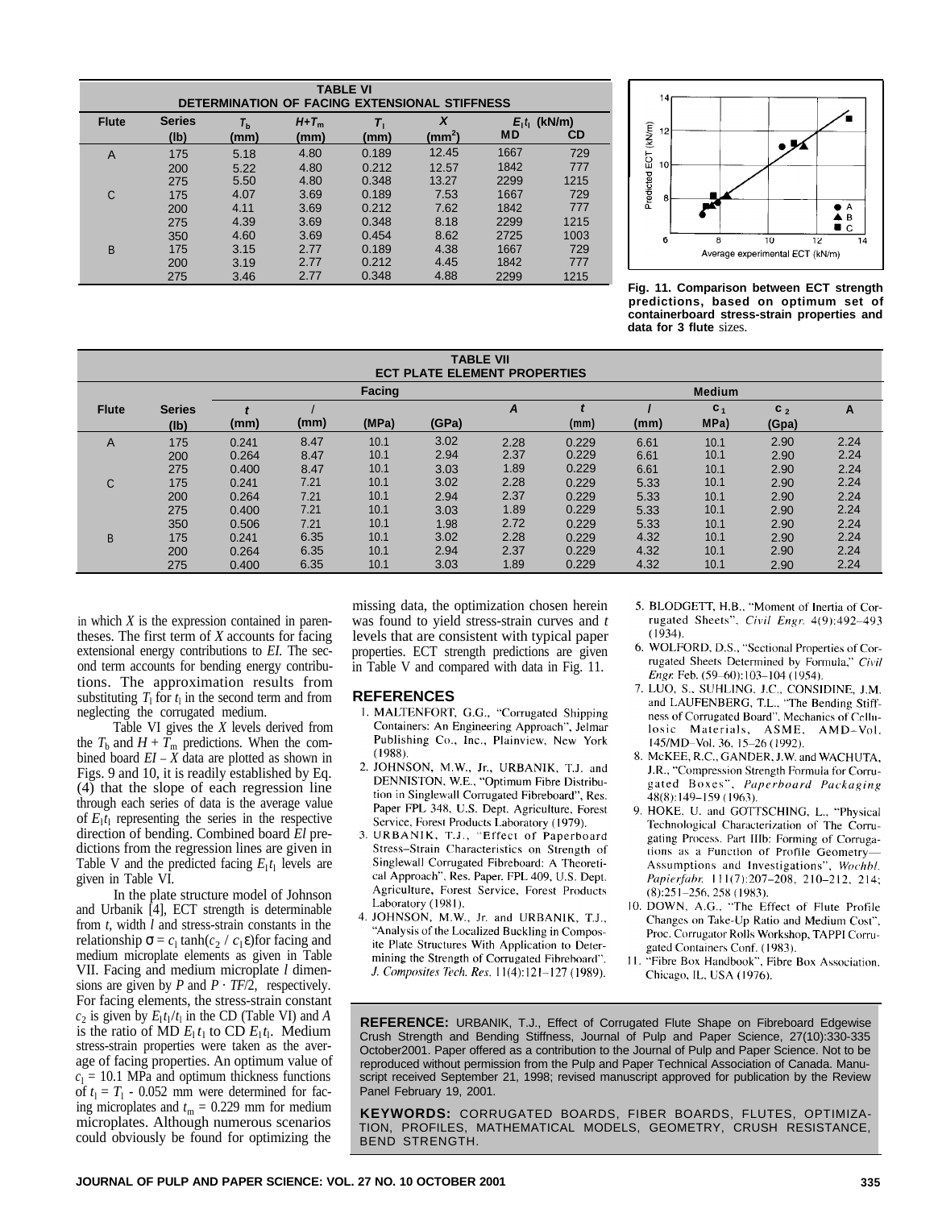**TABLE VI**
**DETERMINATION OF FACING EXTENSIONAL STIFFNESS**

| Flute | Series (lb) | $T_b$ (mm) | $H+T_m$ (mm) | $T_l$ (mm) | $X$ ($mm^2$) | $E_l t_l$ (kN/m) MD | CD |
|---|---|---|---|---|---|---|---|
| A | 175 | 5.18 | 4.80 | 0.189 | 12.45 | 1667 | 729 |
| | 200 | 5.22 | 4.80 | 0.212 | 12.57 | 1842 | 777 |
| | 275 | 5.50 | 4.80 | 0.348 | 13.27 | 2299 | 1215 |
| C | 175 | 4.07 | 3.69 | 0.189 | 7.53 | 1667 | 729 |
| | 200 | 4.11 | 3.69 | 0.212 | 7.62 | 1842 | 777 |
| | 275 | 4.39 | 3.69 | 0.348 | 8.18 | 2299 | 1215 |
| | 350 | 4.60 | 3.69 | 0.454 | 8.62 | 2725 | 1003 |
| B | 175 | 3.15 | 2.77 | 0.189 | 4.38 | 1667 | 729 |
| | 200 | 3.19 | 2.77 | 0.212 | 4.45 | 1842 | 777 |
| | 275 | 3.46 | 2.77 | 0.348 | 4.88 | 2299 | 1215 |

Predicted ECT (kN/m)
Average experimental ECT (kN/m)
14
12
10
8
6
8
10
12
14
A
B
C

**Fig. 11. Comparison between ECT strength predictions, based on optimum set of containerboard stress-strain properties and data for 3 flute** sizes.

**TABLE VII**
**ECT PLATE ELEMENT PROPERTIES**

| | | Facing | | | | | Medium | | | | |
|---|---|---|---|---|---|---|---|---|---|---|---|
| Flute | Series (lb) | $t$ (mm) | $l$ (mm) | (MPa) | (GPa) | $A$ | $t$ (mm) | $l$ (mm) | $c_1$ MPa) | $c_2$ (Gpa) | A |
| A | 175 | 0.241 | 8.47 | 10.1 | 3.02 | 2.28 | 0.229 | 6.61 | 10.1 | 2.90 | 2.24 |
| | 200 | 0.264 | 8.47 | 10.1 | 2.94 | 2.37 | 0.229 | 6.61 | 10.1 | 2.90 | 2.24 |
| | 275 | 0.400 | 8.47 | 10.1 | 3.03 | 1.89 | 0.229 | 6.61 | 10.1 | 2.90 | 2.24 |
| C | 175 | 0.241 | 7.21 | 10.1 | 3.02 | 2.28 | 0.229 | 5.33 | 10.1 | 2.90 | 2.24 |
| | 200 | 0.264 | 7.21 | 10.1 | 2.94 | 2.37 | 0.229 | 5.33 | 10.1 | 2.90 | 2.24 |
| | 275 | 0.400 | 7.21 | 10.1 | 3.03 | 1.89 | 0.229 | 5.33 | 10.1 | 2.90 | 2.24 |
| | 350 | 0.506 | 7.21 | 10.1 | 1.98 | 2.72 | 0.229 | 5.33 | 10.1 | 2.90 | 2.24 |
| B | 175 | 0.241 | 6.35 | 10.1 | 3.02 | 2.28 | 0.229 | 4.32 | 10.1 | 2.90 | 2.24 |
| | 200 | 0.264 | 6.35 | 10.1 | 2.94 | 2.37 | 0.229 | 4.32 | 10.1 | 2.90 | 2.24 |
| | 275 | 0.400 | 6.35 | 10.1 | 3.03 | 1.89 | 0.229 | 4.32 | 10.1 | 2.90 | 2.24 |

in which $X$ is the expression contained in parentheses. The first term of $X$ accounts for facing extensional energy contributions to $EI$. The second term accounts for bending energy contributions. The approximation results from substituting $T_l$ for $t_l$ in the second term and from neglecting the corrugated medium.

Table VI gives the $X$ levels derived from the $T_b$ and $H + T_m$ predictions. When the combined board $EI – X$ data are plotted as shown in Figs. 9 and 10, it is readily established by Eq. (4) that the slope of each regression line through each series of data is the average value of $E_l t_l$ representing the series in the respective direction of bending. Combined board $EI$ predictions from the regression lines are given in Table V and the predicted facing $E_l t_l$ levels are given in Table VI.

In the plate structure model of Johnson and Urbanik [4], ECT strength is determinable from $t$, width $l$ and stress-strain constants in the relationship $\sigma = c_1 \tanh(c_2 / c_1 \varepsilon)$for facing and medium microplate elements as given in Table VII. Facing and medium microplate $l$ dimensions are given by $P$ and $P \cdot TF/2$, respectively. For facing elements, the stress-strain constant $c_2$ is given by $E_l t_l / t_l$ in the CD (Table VI) and $A$ is the ratio of MD $E_l t_l$ to CD $E_l t_l$. Medium stress-strain properties were taken as the average of facing properties. An optimum value of $c_1 = 10.1$ MPa and optimum thickness functions of $t_l = T_l$ - 0.052 mm were determined for facing microplates and $t_m = 0.229$ mm for medium microplates. Although numerous scenarios could obviously be found for optimizing the missing data, the optimization chosen herein was found to yield stress-strain curves and $t$ levels that are consistent with typical paper properties. ECT strength predictions are given in Table V and compared with data in Fig. 11.

## REFERENCES

1. MALTENFORT, G.G., "Corrugated Shipping Containers: An Engineering Approach", Jelmar Publishing Co., Inc., Plainview, New York (1988).
2. JOHNSON, M.W., Jr., URBANIK, T.J. and DENNISTON, W.E., "Optimum Fibre Distribution in Singlewall Corrugated Fibreboard", Res. Paper FPL 348, U.S. Dept. Agriculture, Forest Service, Forest Products Laboratory (1979).
3. URBANIK, T.J., "Effect of Paperboard Stress–Strain Characteristics on Strength of Singlewall Corrugated Fibreboard: A Theoretical Approach", Res. Paper. FPL 409, U.S. Dept. Agriculture, Forest Service, Forest Products Laboratory (1981).
4. JOHNSON, M.W., Jr. and URBANIK, T.J., "Analysis of the Localized Buckling in Composite Plate Structures With Application to Determining the Strength of Corrugated Fibreboard". *J. Composites Tech. Res.* 11(4):121–127 (1989).
5. BLODGETT, H.B., "Moment of Inertia of Corrugated Sheets", *Civil Engr.* 4(9):492–493 (1934).
6. WOLFORD, D.S., "Sectional Properties of Corrugated Sheets Determined by Formula," *Civil Engr.* Feb. (59–60):103–104 (1954).
7. LUO, S., SUHLING, J.C., CONSIDINE, J.M. and LAUFENBERG, T.L., "The Bending Stiffness of Corrugated Board". Mechanics of Cellulosic Materials, ASME, AMD–Vol. 145/MD–Vol. 36, 15–26 (1992).
8. McKEE, R.C., GANDER, J.W. and WACHUTA, J.R., "Compression Strength Formula for Corrugated Boxes", *Paperboard Packaging* 48(8):149–159 (1963).
9. HOKE, U. and GOTTSCHING, L., "Physical Technological Characterization of The Corrugating Process. Part IIIb: Forming of Corrugations as a Function of Profile Geometry—Assumptions and Investigations", *Wochbl. Papierfabr.* 111(7):207–208, 210–212, 214; (8):251–256, 258 (1983).
10. DOWN, A.G., "The Effect of Flute Profile Changes on Take-Up Ratio and Medium Cost", Proc. Corrugator Rolls Workshop, TAPPI Corrugated Containers Conf. (1983).
11. "Fibre Box Handbook", Fibre Box Association, Chicago, IL, USA (1976).

**REFERENCE:** URBANIK, T.J., Effect of Corrugated Flute Shape on Fibreboard Edgewise Crush Strength and Bending Stiffness, Journal of Pulp and Paper Science, 27(10):330-335 October2001. Paper offered as a contribution to the Journal of Pulp and Paper Science. Not to be reproduced without permission from the Pulp and Paper Technical Association of Canada. Manuscript received September 21, 1998; revised manuscript approved for publication by the Review Panel February 19, 2001.

**KEYWORDS:** CORRUGATED BOARDS, FIBER BOARDS, FLUTES, OPTIMIZATION, PROFILES, MATHEMATICAL MODELS, GEOMETRY, CRUSH RESISTANCE, BEND STRENGTH.